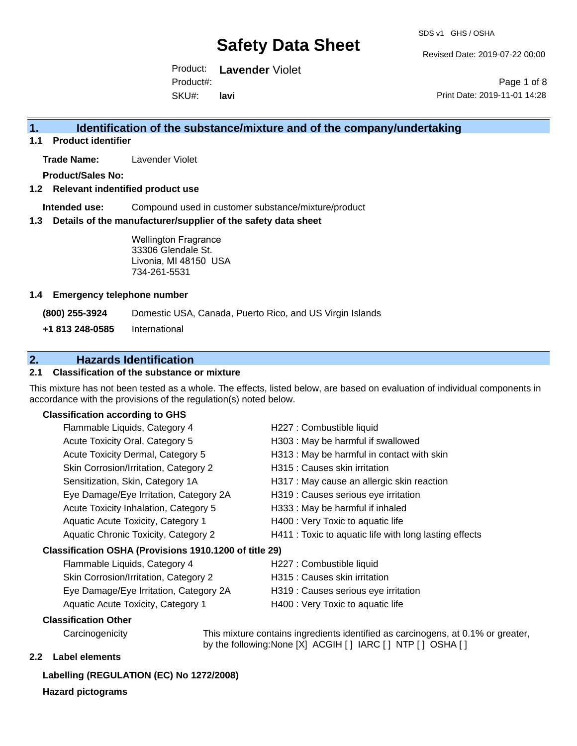# Safety Data Sheet

Product: **Lavender** Violet

Product#:

SKU#: **lavi**

SDS v1 GHS / OSHA

Revised Date: 2019-07-22 00:00

Print Date: 2019-11-01 14:28

## 1. Identification of the substance/mixture and of the company/undertaking

### 1.1 Product identifier

**Trade Name:** Lavender Violet

**Product/Sales No:**

### 1.2 Relevant identified product use

**Intended use:** Compound used in customer substance/mixture/product

### 1.3 Details of the manufacturer/supplier of the safety data sheet

Wellington Fragrance
33306 Glendale St.
Livonia, MI 48150 USA
734-261-5531

### 1.4 Emergency telephone number

**(800) 255-3924** Domestic USA, Canada, Puerto Rico, and US Virgin Islands

**+1 813 248-0585** International

## 2. Hazards Identification

### 2.1 Classification of the substance or mixture

This mixture has not been tested as a whole. The effects, listed below, are based on evaluation of individual components in accordance with the provisions of the regulation(s) noted below.

**Classification according to GHS**

| Classification | Hazard Statement |
| --- | --- |
| Flammable Liquids, Category 4 | H227 : Combustible liquid |
| Acute Toxicity Oral, Category 5 | H303 : May be harmful if swallowed |
| Acute Toxicity Dermal, Category 5 | H313 : May be harmful in contact with skin |
| Skin Corrosion/Irritation, Category 2 | H315 : Causes skin irritation |
| Sensitization, Skin, Category 1A | H317 : May cause an allergic skin reaction |
| Eye Damage/Eye Irritation, Category 2A | H319 : Causes serious eye irritation |
| Acute Toxicity Inhalation, Category 5 | H333 : May be harmful if inhaled |
| Aquatic Acute Toxicity, Category 1 | H400 : Very Toxic to aquatic life |
| Aquatic Chronic Toxicity, Category 2 | H411 : Toxic to aquatic life with long lasting effects |

**Classification OSHA (Provisions 1910.1200 of title 29)**

| Classification | Hazard Statement |
| --- | --- |
| Flammable Liquids, Category 4 | H227 : Combustible liquid |
| Skin Corrosion/Irritation, Category 2 | H315 : Causes skin irritation |
| Eye Damage/Eye Irritation, Category 2A | H319 : Causes serious eye irritation |
| Aquatic Acute Toxicity, Category 1 | H400 : Very Toxic to aquatic life |

**Classification Other**

Carcinogenicity: This mixture contains ingredients identified as carcinogens, at 0.1% or greater, by the following:None [X] ACGIH [ ] IARC [ ] NTP [ ] OSHA [ ]

### 2.2 Label elements

**Labelling (REGULATION (EC) No 1272/2008)**

**Hazard pictograms**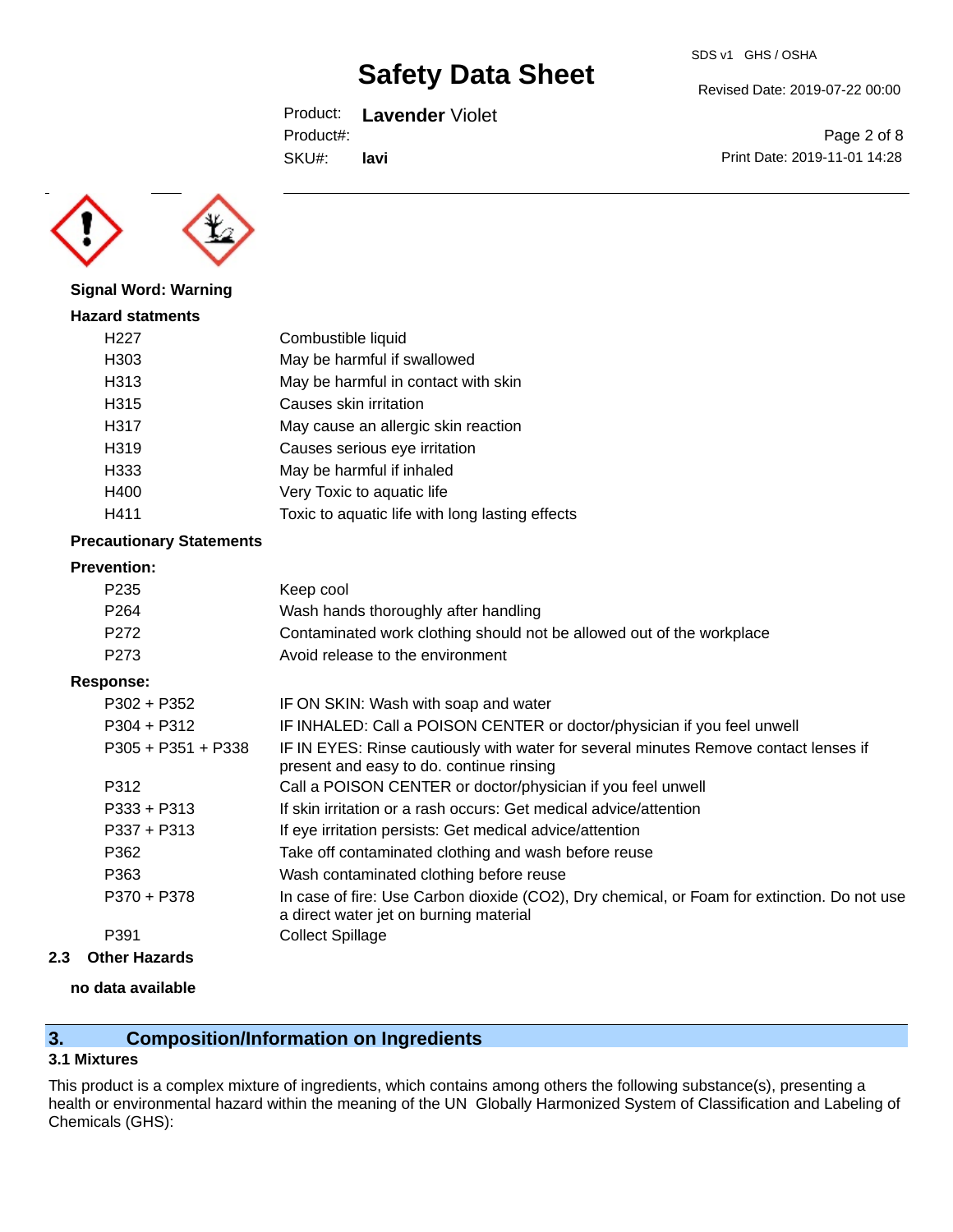**Signal Word: Warning**

**Hazard statments**

| | |
|---|---|
| H227 | Combustible liquid |
| H303 | May be harmful if swallowed |
| H313 | May be harmful in contact with skin |
| H315 | Causes skin irritation |
| H317 | May cause an allergic skin reaction |
| H319 | Causes serious eye irritation |
| H333 | May be harmful if inhaled |
| H400 | Very Toxic to aquatic life |
| H411 | Toxic to aquatic life with long lasting effects |

**Precautionary Statements**

**Prevention:**

| | |
|---|---|
| P235 | Keep cool |
| P264 | Wash hands thoroughly after handling |
| P272 | Contaminated work clothing should not be allowed out of the workplace |
| P273 | Avoid release to the environment |

**Response:**

| | |
|---|---|
| P302 + P352 | IF ON SKIN: Wash with soap and water |
| P304 + P312 | IF INHALED: Call a POISON CENTER or doctor/physician if you feel unwell |
| P305 + P351 + P338 | IF IN EYES: Rinse cautiously with water for several minutes Remove contact lenses if present and easy to do. continue rinsing |
| P312 | Call a POISON CENTER or doctor/physician if you feel unwell |
| P333 + P313 | If skin irritation or a rash occurs: Get medical advice/attention |
| P337 + P313 | If eye irritation persists: Get medical advice/attention |
| P362 | Take off contaminated clothing and wash before reuse |
| P363 | Wash contaminated clothing before reuse |
| P370 + P378 | In case of fire: Use Carbon dioxide ($CO_2$), Dry chemical, or Foam for extinction. Do not use a direct water jet on burning material |
| P391 | Collect Spillage |

**2.3 Other Hazards**

**no data available**

## 3. Composition/Information on Ingredients

### 3.1 Mixtures

This product is a complex mixture of ingredients, which contains among others the following substance(s), presenting a health or environmental hazard within the meaning of the UN Globally Harmonized System of Classification and Labeling of Chemicals (GHS):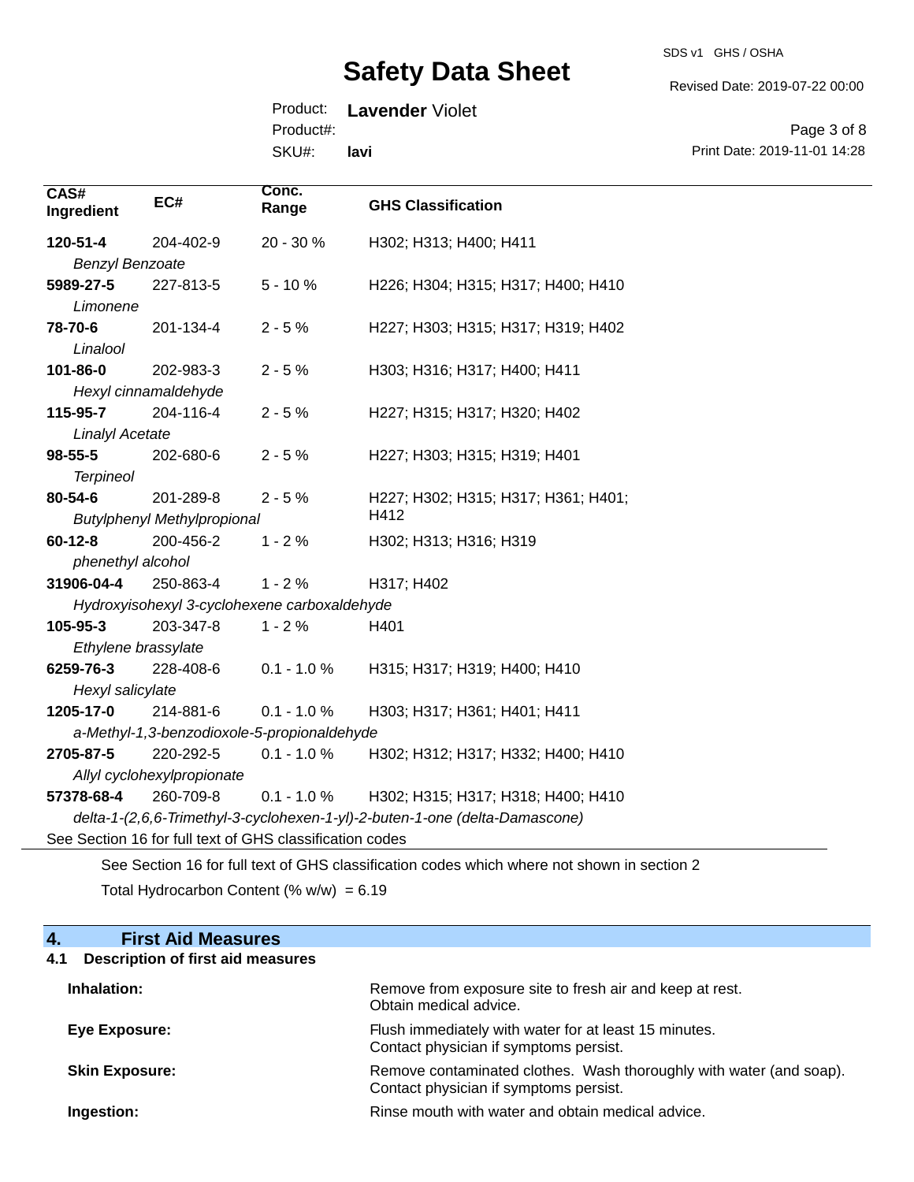| CAS# Ingredient | EC# | Conc. Range | GHS Classification |
|---|---|---|---|
| **120-51-4** *Benzyl Benzoate* | 204-402-9 | 20 - 30 % | H302; H313; H400; H411 |
| **5989-27-5** *Limonene* | 227-813-5 | 5 - 10 % | H226; H304; H315; H317; H400; H410 |
| **78-70-6** *Linalool* | 201-134-4 | 2 - 5 % | H227; H303; H315; H317; H319; H402 |
| **101-86-0** *Hexyl cinnamaldehyde* | 202-983-3 | 2 - 5 % | H303; H316; H317; H400; H411 |
| **115-95-7** *Linalyl Acetate* | 204-116-4 | 2 - 5 % | H227; H315; H317; H320; H402 |
| **98-55-5** *Terpineol* | 202-680-6 | 2 - 5 % | H227; H303; H315; H319; H401 |
| **80-54-6** *Butylphenyl Methylpropional* | 201-289-8 | 2 - 5 % | H227; H302; H315; H317; H361; H401; H412 |
| **60-12-8** *phenethyl alcohol* | 200-456-2 | 1 - 2 % | H302; H313; H316; H319 |
| **31906-04-4** *Hydroxyisohexyl 3-cyclohexene carboxaldehyde* | 250-863-4 | 1 - 2 % | H317; H402 |
| **105-95-3** *Ethylene brassylate* | 203-347-8 | 1 - 2 % | H401 |
| **6259-76-3** *Hexyl salicylate* | 228-408-6 | 0.1 - 1.0 % | H315; H317; H319; H400; H410 |
| **1205-17-0** *a-Methyl-1,3-benzodioxole-5-propionaldehyde* | 214-881-6 | 0.1 - 1.0 % | H303; H317; H361; H401; H411 |
| **2705-87-5** *Allyl cyclohexylpropionate* | 220-292-5 | 0.1 - 1.0 % | H302; H312; H317; H332; H400; H410 |
| **57378-68-4** *delta-1-(2,6,6-Trimethyl-3-cyclohexen-1-yl)-2-buten-1-one (delta-Damascone)* | 260-709-8 | 0.1 - 1.0 % | H302; H315; H317; H318; H400; H410 |

See Section 16 for full text of GHS classification codes

See Section 16 for full text of GHS classification codes which where not shown in section 2

Total Hydrocarbon Content (% w/w) = 6.19

## 4. First Aid Measures

### 4.1 Description of first aid measures

**Inhalation:** Remove from exposure site to fresh air and keep at rest. Obtain medical advice.

**Eye Exposure:** Flush immediately with water for at least 15 minutes. Contact physician if symptoms persist.

**Skin Exposure:** Remove contaminated clothes. Wash thoroughly with water (and soap). Contact physician if symptoms persist.

**Ingestion:** Rinse mouth with water and obtain medical advice.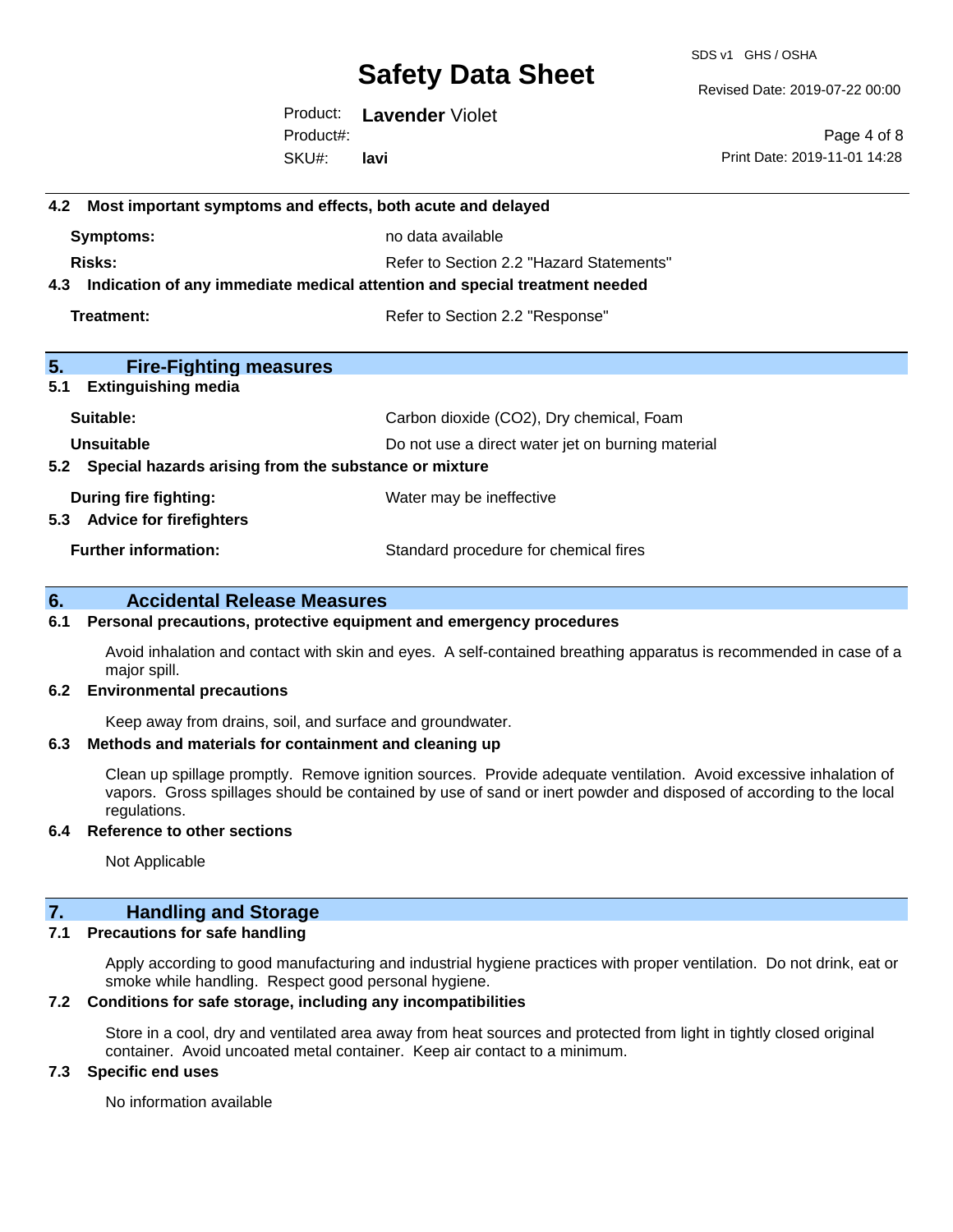### 4.2 Most important symptoms and effects, both acute and delayed

**Symptoms:** no data available

**Risks:** Refer to Section 2.2 "Hazard Statements"

### 4.3 Indication of any immediate medical attention and special treatment needed

**Treatment:** Refer to Section 2.2 "Response"

## 5. Fire-Fighting measures

### 5.1 Extinguishing media

**Suitable:** Carbon dioxide ($CO_2$), Dry chemical, Foam

**Unsuitable** Do not use a direct water jet on burning material

### 5.2 Special hazards arising from the substance or mixture

**During fire fighting:** Water may be ineffective

### 5.3 Advice for firefighters

**Further information:** Standard procedure for chemical fires

## 6. Accidental Release Measures

### 6.1 Personal precautions, protective equipment and emergency procedures

Avoid inhalation and contact with skin and eyes. A self-contained breathing apparatus is recommended in case of a major spill.

### 6.2 Environmental precautions

Keep away from drains, soil, and surface and groundwater.

### 6.3 Methods and materials for containment and cleaning up

Clean up spillage promptly. Remove ignition sources. Provide adequate ventilation. Avoid excessive inhalation of vapors. Gross spillages should be contained by use of sand or inert powder and disposed of according to the local regulations.

### 6.4 Reference to other sections

Not Applicable

## 7. Handling and Storage

### 7.1 Precautions for safe handling

Apply according to good manufacturing and industrial hygiene practices with proper ventilation. Do not drink, eat or smoke while handling. Respect good personal hygiene.

### 7.2 Conditions for safe storage, including any incompatibilities

Store in a cool, dry and ventilated area away from heat sources and protected from light in tightly closed original container. Avoid uncoated metal container. Keep air contact to a minimum.

### 7.3 Specific end uses

No information available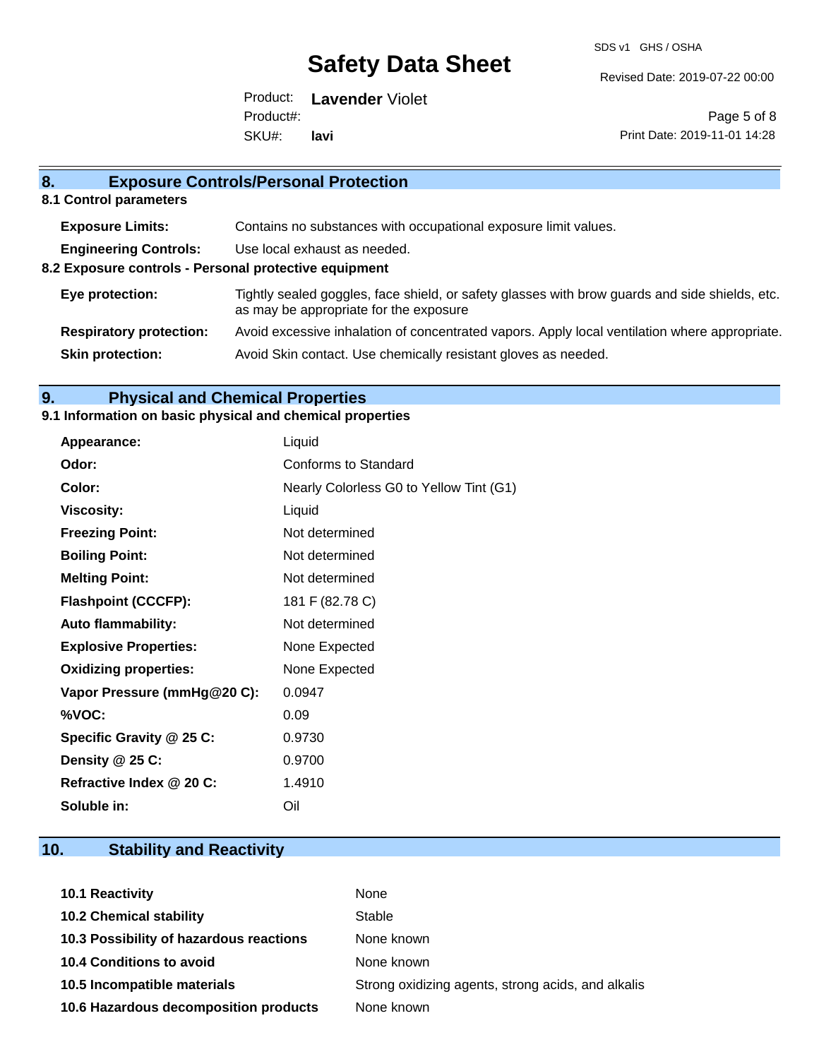## 8. Exposure Controls/Personal Protection

### 8.1 Control parameters

| | |
|---|---|
| **Exposure Limits:** | Contains no substances with occupational exposure limit values. |
| **Engineering Controls:** | Use local exhaust as needed. |

### 8.2 Exposure controls - Personal protective equipment

| | |
|---|---|
| **Eye protection:** | Tightly sealed goggles, face shield, or safety glasses with brow guards and side shields, etc. as may be appropriate for the exposure |
| **Respiratory protection:** | Avoid excessive inhalation of concentrated vapors. Apply local ventilation where appropriate. |
| **Skin protection:** | Avoid Skin contact. Use chemically resistant gloves as needed. |

## 9. Physical and Chemical Properties

### 9.1 Information on basic physical and chemical properties

| | |
|---|---|
| **Appearance:** | Liquid |
| **Odor:** | Conforms to Standard |
| **Color:** | Nearly Colorless G0 to Yellow Tint (G1) |
| **Viscosity:** | Liquid |
| **Freezing Point:** | Not determined |
| **Boiling Point:** | Not determined |
| **Melting Point:** | Not determined |
| **Flashpoint (CCCFP):** | 181 F (82.78 C) |
| **Auto flammability:** | Not determined |
| **Explosive Properties:** | None Expected |
| **Oxidizing properties:** | None Expected |
| **Vapor Pressure (mmHg@20 C):** | 0.0947 |
| **%VOC:** | 0.09 |
| **Specific Gravity @ 25 C:** | 0.9730 |
| **Density @ 25 C:** | 0.9700 |
| **Refractive Index @ 20 C:** | 1.4910 |
| **Soluble in:** | Oil |

## 10. Stability and Reactivity

| | |
|---|---|
| **10.1 Reactivity** | None |
| **10.2 Chemical stability** | Stable |
| **10.3 Possibility of hazardous reactions** | None known |
| **10.4 Conditions to avoid** | None known |
| **10.5 Incompatible materials** | Strong oxidizing agents, strong acids, and alkalis |
| **10.6 Hazardous decomposition products** | None known |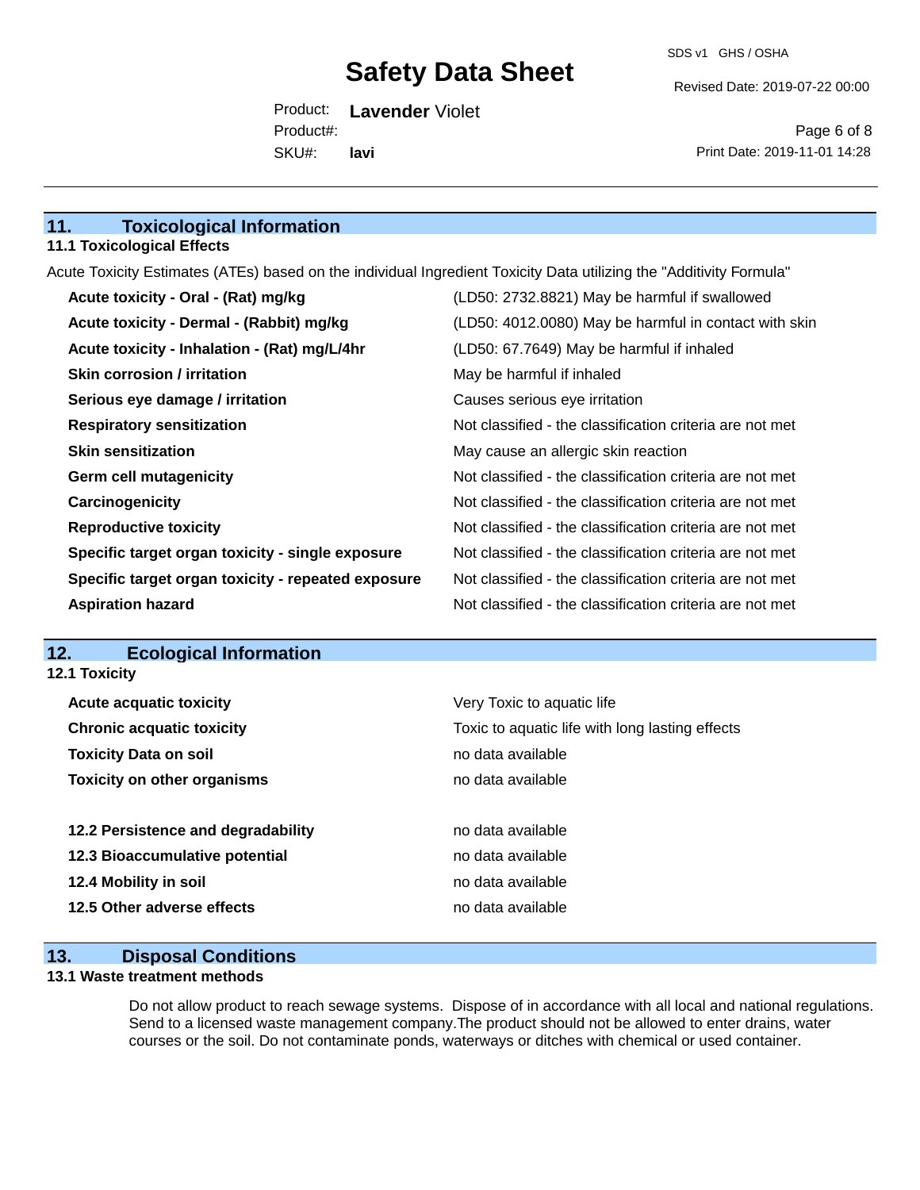## 11. Toxicological Information

### 11.1 Toxicological Effects

Acute Toxicity Estimates (ATEs) based on the individual Ingredient Toxicity Data utilizing the "Additivity Formula"

| | |
|---|---|
| **Acute toxicity - Oral - (Rat) mg/kg** | (LD50: 2732.8821) May be harmful if swallowed |
| **Acute toxicity - Dermal - (Rabbit) mg/kg** | (LD50: 4012.0080) May be harmful in contact with skin |
| **Acute toxicity - Inhalation - (Rat) mg/L/4hr** | (LD50: 67.7649) May be harmful if inhaled |
| **Skin corrosion / irritation** | May be harmful if inhaled |
| **Serious eye damage / irritation** | Causes serious eye irritation |
| **Respiratory sensitization** | Not classified - the classification criteria are not met |
| **Skin sensitization** | May cause an allergic skin reaction |
| **Germ cell mutagenicity** | Not classified - the classification criteria are not met |
| **Carcinogenicity** | Not classified - the classification criteria are not met |
| **Reproductive toxicity** | Not classified - the classification criteria are not met |
| **Specific target organ toxicity - single exposure** | Not classified - the classification criteria are not met |
| **Specific target organ toxicity - repeated exposure** | Not classified - the classification criteria are not met |
| **Aspiration hazard** | Not classified - the classification criteria are not met |

## 12. Ecological Information

### 12.1 Toxicity

| | |
|---|---|
| **Acute acquatic toxicity** | Very Toxic to aquatic life |
| **Chronic acquatic toxicity** | Toxic to aquatic life with long lasting effects |
| **Toxicity Data on soil** | no data available |
| **Toxicity on other organisms** | no data available |

| | |
|---|---|
| **12.2 Persistence and degradability** | no data available |
| **12.3 Bioaccumulative potential** | no data available |
| **12.4 Mobility in soil** | no data available |
| **12.5 Other adverse effects** | no data available |

## 13. Disposal Conditions

### 13.1 Waste treatment methods

Do not allow product to reach sewage systems. Dispose of in accordance with all local and national regulations. Send to a licensed waste management company.The product should not be allowed to enter drains, water courses or the soil. Do not contaminate ponds, waterways or ditches with chemical or used container.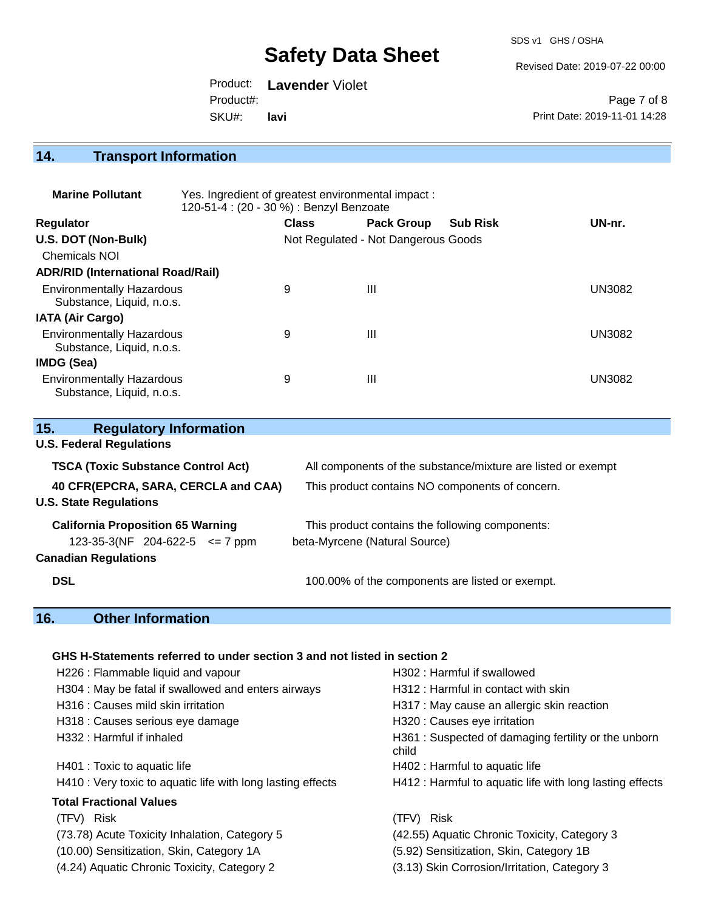## 14. Transport Information

**Marine Pollutant** Yes. Ingredient of greatest environmental impact : 120-51-4 : (20 - 30 %) : Benzyl Benzoate

| Regulator | Class | Pack Group | Sub Risk | UN-nr. |
|---|---|---|---|---|
| **U.S. DOT (Non-Bulk)** | Not Regulated - Not Dangerous Goods | | | |
| Chemicals NOI | | | | |
| **ADR/RID (International Road/Rail)** | | | | |
| Environmentally Hazardous Substance, Liquid, n.o.s. | 9 | III | | UN3082 |
| **IATA (Air Cargo)** | | | | |
| Environmentally Hazardous Substance, Liquid, n.o.s. | 9 | III | | UN3082 |
| **IMDG (Sea)** | | | | |
| Environmentally Hazardous Substance, Liquid, n.o.s. | 9 | III | | UN3082 |

## 15. Regulatory Information

**U.S. Federal Regulations**

| | |
|---|---|
| **TSCA (Toxic Substance Control Act)** | All components of the substance/mixture are listed or exempt |
| **40 CFR(EPCRA, SARA, CERCLA and CAA)** | This product contains NO components of concern. |

**U.S. State Regulations**

| | |
|---|---|
| **California Proposition 65 Warning** | This product contains the following components: |
| 123-35-3(NF 204-622-5 <= 7 ppm | beta-Myrcene (Natural Source) |

**Canadian Regulations**

| | |
|---|---|
| **DSL** | 100.00% of the components are listed or exempt. |

## 16. Other Information

**GHS H-Statements referred to under section 3 and not listed in section 2**

- H226 : Flammable liquid and vapour
- H302 : Harmful if swallowed
- H304 : May be fatal if swallowed and enters airways
- H312 : Harmful in contact with skin
- H316 : Causes mild skin irritation
- H317 : May cause an allergic skin reaction
- H318 : Causes serious eye damage
- H320 : Causes eye irritation
- H332 : Harmful if inhaled
- H361 : Suspected of damaging fertility or the unborn child
- H401 : Toxic to aquatic life
- H402 : Harmful to aquatic life
- H410 : Very toxic to aquatic life with long lasting effects
- H412 : Harmful to aquatic life with long lasting effects

**Total Fractional Values**

| (TFV) Risk | (TFV) Risk |
|---|---|
| (73.78) Acute Toxicity Inhalation, Category 5 | (42.55) Aquatic Chronic Toxicity, Category 3 |
| (10.00) Sensitization, Skin, Category 1A | (5.92) Sensitization, Skin, Category 1B |
| (4.24) Aquatic Chronic Toxicity, Category 2 | (3.13) Skin Corrosion/Irritation, Category 3 |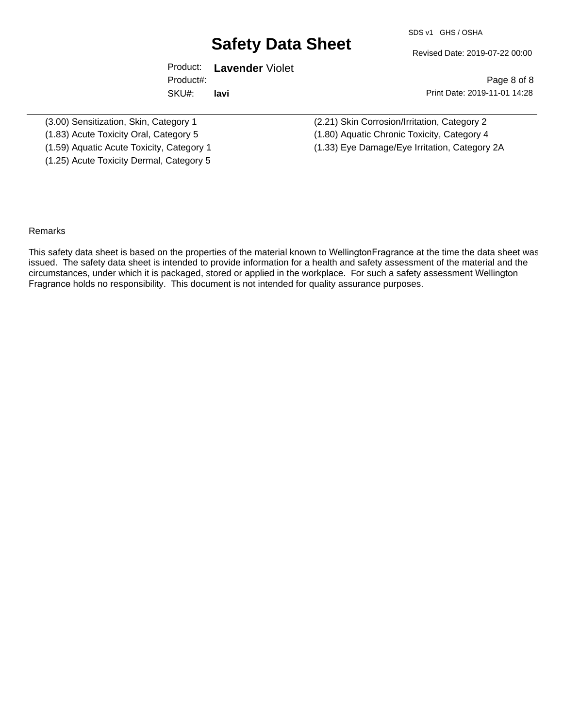(3.00) Sensitization, Skin, Category 1

(1.83) Acute Toxicity Oral, Category 5

(1.59) Aquatic Acute Toxicity, Category 1

(1.25) Acute Toxicity Dermal, Category 5

(2.21) Skin Corrosion/Irritation, Category 2

(1.80) Aquatic Chronic Toxicity, Category 4

(1.33) Eye Damage/Eye Irritation, Category 2A

Remarks

This safety data sheet is based on the properties of the material known to WellingtonFragrance at the time the data sheet was issued. The safety data sheet is intended to provide information for a health and safety assessment of the material and the circumstances, under which it is packaged, stored or applied in the workplace. For such a safety assessment Wellington Fragrance holds no responsibility. This document is not intended for quality assurance purposes.